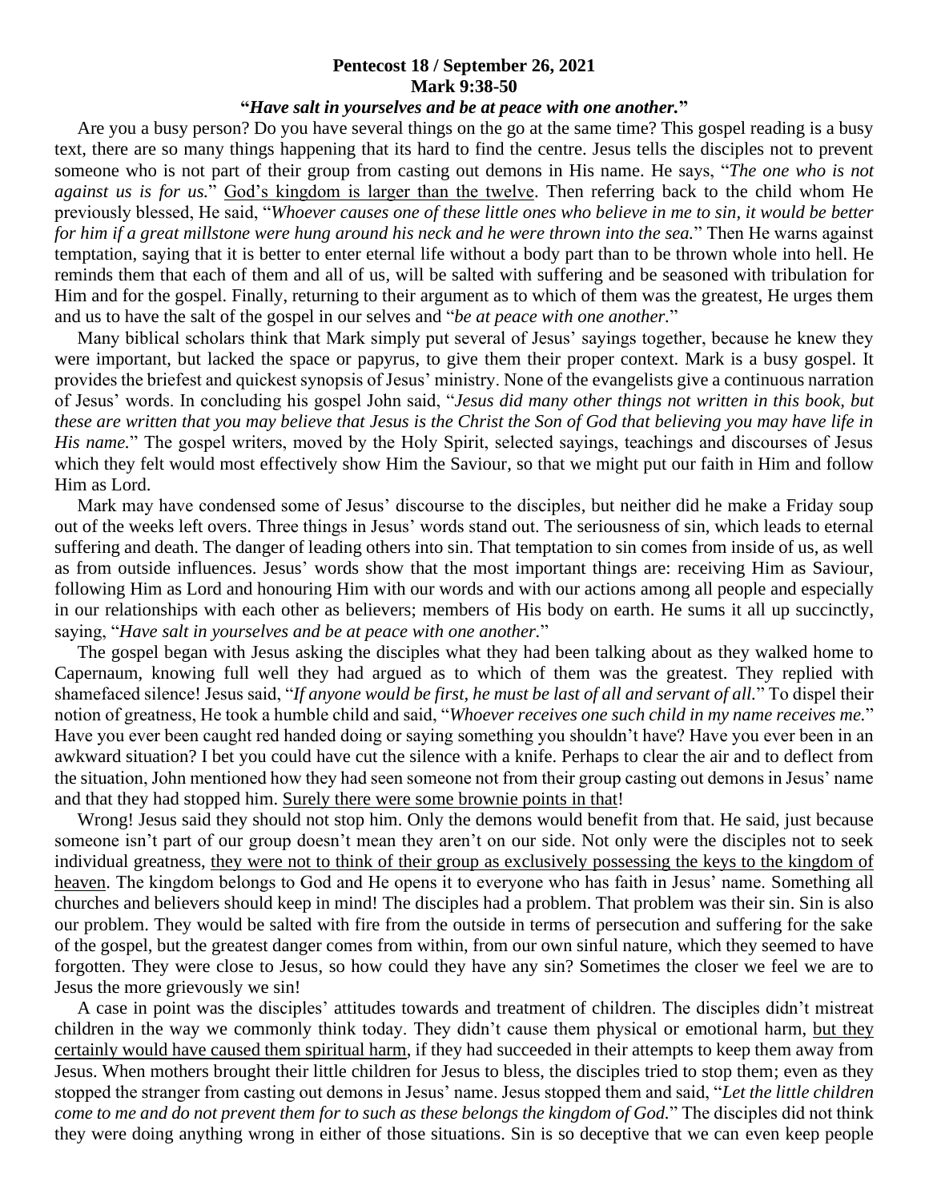**Pentecost 18 / September 26, 2021**
**Mark 9:38-50**
**"*Have salt in yourselves and be at peace with one another.*"**

Are you a busy person? Do you have several things on the go at the same time? This gospel reading is a busy text, there are so many things happening that its hard to find the centre. Jesus tells the disciples not to prevent someone who is not part of their group from casting out demons in His name. He says, "*The one who is not against us is for us.*" <u>God's kingdom is larger than the twelve</u>. Then referring back to the child whom He previously blessed, He said, "*Whoever causes one of these little ones who believe in me to sin, it would be better for him if a great millstone were hung around his neck and he were thrown into the sea.*" Then He warns against temptation, saying that it is better to enter eternal life without a body part than to be thrown whole into hell. He reminds them that each of them and all of us, will be salted with suffering and be seasoned with tribulation for Him and for the gospel. Finally, returning to their argument as to which of them was the greatest, He urges them and us to have the salt of the gospel in our selves and "*be at peace with one another.*"

Many biblical scholars think that Mark simply put several of Jesus' sayings together, because he knew they were important, but lacked the space or papyrus, to give them their proper context. Mark is a busy gospel. It provides the briefest and quickest synopsis of Jesus' ministry. None of the evangelists give a continuous narration of Jesus' words. In concluding his gospel John said, "*Jesus did many other things not written in this book, but these are written that you may believe that Jesus is the Christ the Son of God that believing you may have life in His name.*" The gospel writers, moved by the Holy Spirit, selected sayings, teachings and discourses of Jesus which they felt would most effectively show Him the Saviour, so that we might put our faith in Him and follow Him as Lord.

Mark may have condensed some of Jesus' discourse to the disciples, but neither did he make a Friday soup out of the weeks left overs. Three things in Jesus' words stand out. The seriousness of sin, which leads to eternal suffering and death. The danger of leading others into sin. That temptation to sin comes from inside of us, as well as from outside influences. Jesus' words show that the most important things are: receiving Him as Saviour, following Him as Lord and honouring Him with our words and with our actions among all people and especially in our relationships with each other as believers; members of His body on earth. He sums it all up succinctly, saying, "*Have salt in yourselves and be at peace with one another.*"

The gospel began with Jesus asking the disciples what they had been talking about as they walked home to Capernaum, knowing full well they had argued as to which of them was the greatest. They replied with shamefaced silence! Jesus said, "*If anyone would be first, he must be last of all and servant of all.*" To dispel their notion of greatness, He took a humble child and said, "*Whoever receives one such child in my name receives me.*" Have you ever been caught red handed doing or saying something you shouldn't have? Have you ever been in an awkward situation? I bet you could have cut the silence with a knife. Perhaps to clear the air and to deflect from the situation, John mentioned how they had seen someone not from their group casting out demons in Jesus' name and that they had stopped him. <u>Surely there were some brownie points in that</u>!

Wrong! Jesus said they should not stop him. Only the demons would benefit from that. He said, just because someone isn't part of our group doesn't mean they aren't on our side. Not only were the disciples not to seek individual greatness, <u>they were not to think of their group as exclusively possessing the keys to the kingdom of heaven</u>. The kingdom belongs to God and He opens it to everyone who has faith in Jesus' name. Something all churches and believers should keep in mind! The disciples had a problem. That problem was their sin. Sin is also our problem. They would be salted with fire from the outside in terms of persecution and suffering for the sake of the gospel, but the greatest danger comes from within, from our own sinful nature, which they seemed to have forgotten. They were close to Jesus, so how could they have any sin? Sometimes the closer we feel we are to Jesus the more grievously we sin!

A case in point was the disciples' attitudes towards and treatment of children. The disciples didn't mistreat children in the way we commonly think today. They didn't cause them physical or emotional harm, <u>but they certainly would have caused them spiritual harm</u>, if they had succeeded in their attempts to keep them away from Jesus. When mothers brought their little children for Jesus to bless, the disciples tried to stop them; even as they stopped the stranger from casting out demons in Jesus' name. Jesus stopped them and said, "*Let the little children come to me and do not prevent them for to such as these belongs the kingdom of God.*" The disciples did not think they were doing anything wrong in either of those situations. Sin is so deceptive that we can even keep people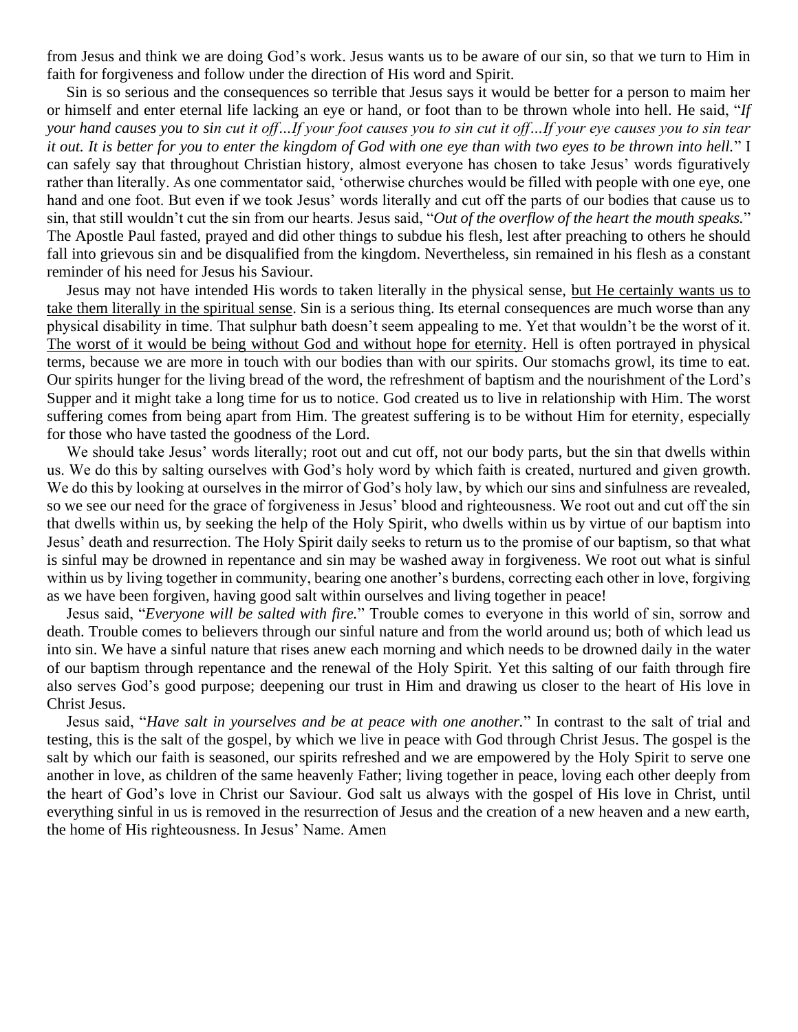from Jesus and think we are doing God's work. Jesus wants us to be aware of our sin, so that we turn to Him in faith for forgiveness and follow under the direction of His word and Spirit.

Sin is so serious and the consequences so terrible that Jesus says it would be better for a person to maim her or himself and enter eternal life lacking an eye or hand, or foot than to be thrown whole into hell. He said, "*If your hand causes you to sin cut it off…If your foot causes you to sin cut it off…If your eye causes you to sin tear it out. It is better for you to enter the kingdom of God with one eye than with two eyes to be thrown into hell.*" I can safely say that throughout Christian history, almost everyone has chosen to take Jesus' words figuratively rather than literally. As one commentator said, 'otherwise churches would be filled with people with one eye, one hand and one foot. But even if we took Jesus' words literally and cut off the parts of our bodies that cause us to sin, that still wouldn't cut the sin from our hearts. Jesus said, "*Out of the overflow of the heart the mouth speaks.*" The Apostle Paul fasted, prayed and did other things to subdue his flesh, lest after preaching to others he should fall into grievous sin and be disqualified from the kingdom. Nevertheless, sin remained in his flesh as a constant reminder of his need for Jesus his Saviour.

Jesus may not have intended His words to taken literally in the physical sense, <u>but He certainly wants us to take them literally in the spiritual sense</u>. Sin is a serious thing. Its eternal consequences are much worse than any physical disability in time. That sulphur bath doesn't seem appealing to me. Yet that wouldn't be the worst of it. <u>The worst of it would be being without God and without hope for eternity</u>. Hell is often portrayed in physical terms, because we are more in touch with our bodies than with our spirits. Our stomachs growl, its time to eat. Our spirits hunger for the living bread of the word, the refreshment of baptism and the nourishment of the Lord's Supper and it might take a long time for us to notice. God created us to live in relationship with Him. The worst suffering comes from being apart from Him. The greatest suffering is to be without Him for eternity, especially for those who have tasted the goodness of the Lord.

We should take Jesus' words literally; root out and cut off, not our body parts, but the sin that dwells within us. We do this by salting ourselves with God's holy word by which faith is created, nurtured and given growth. We do this by looking at ourselves in the mirror of God's holy law, by which our sins and sinfulness are revealed, so we see our need for the grace of forgiveness in Jesus' blood and righteousness. We root out and cut off the sin that dwells within us, by seeking the help of the Holy Spirit, who dwells within us by virtue of our baptism into Jesus' death and resurrection. The Holy Spirit daily seeks to return us to the promise of our baptism, so that what is sinful may be drowned in repentance and sin may be washed away in forgiveness. We root out what is sinful within us by living together in community, bearing one another's burdens, correcting each other in love, forgiving as we have been forgiven, having good salt within ourselves and living together in peace!

Jesus said, "*Everyone will be salted with fire.*" Trouble comes to everyone in this world of sin, sorrow and death. Trouble comes to believers through our sinful nature and from the world around us; both of which lead us into sin. We have a sinful nature that rises anew each morning and which needs to be drowned daily in the water of our baptism through repentance and the renewal of the Holy Spirit. Yet this salting of our faith through fire also serves God's good purpose; deepening our trust in Him and drawing us closer to the heart of His love in Christ Jesus.

Jesus said, "*Have salt in yourselves and be at peace with one another.*" In contrast to the salt of trial and testing, this is the salt of the gospel, by which we live in peace with God through Christ Jesus. The gospel is the salt by which our faith is seasoned, our spirits refreshed and we are empowered by the Holy Spirit to serve one another in love, as children of the same heavenly Father; living together in peace, loving each other deeply from the heart of God's love in Christ our Saviour. God salt us always with the gospel of His love in Christ, until everything sinful in us is removed in the resurrection of Jesus and the creation of a new heaven and a new earth, the home of His righteousness. In Jesus' Name. Amen